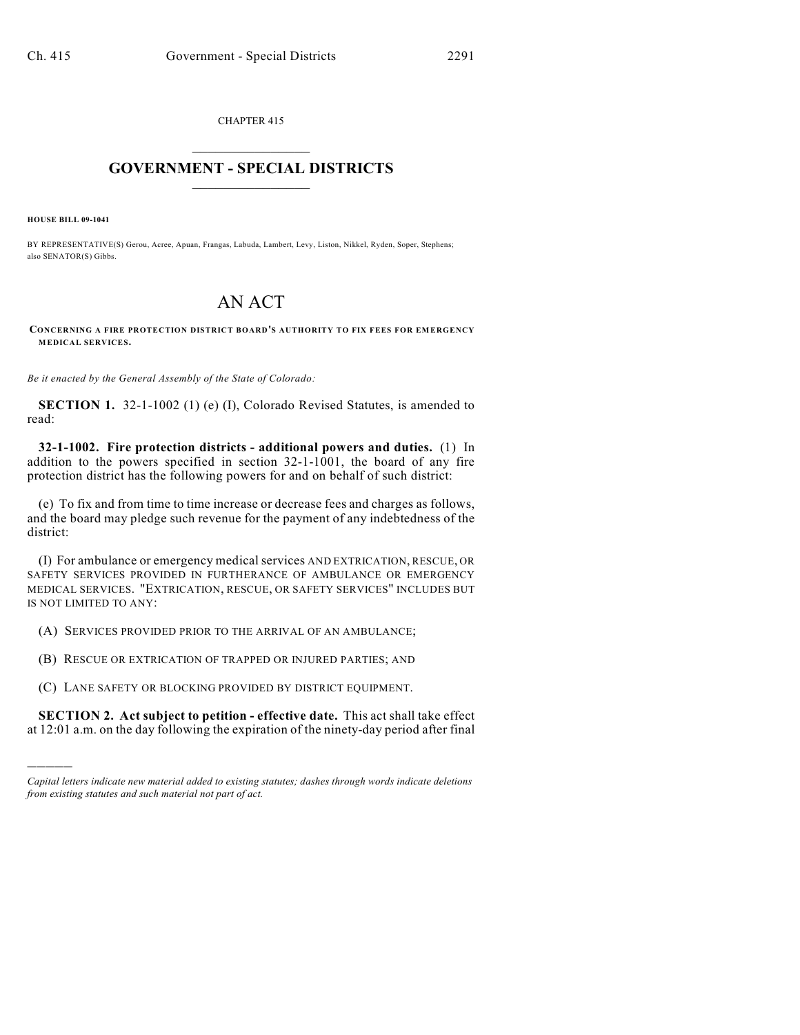CHAPTER 415

# GOVERNMENT - SPECIAL DISTRICTS

**HOUSE BILL 09-1041**

BY REPRESENTATIVE(S) Gerou, Acree, Apuan, Frangas, Labuda, Lambert, Levy, Liston, Nikkel, Ryden, Soper, Stephens; also SENATOR(S) Gibbs.

# AN ACT

**CONCERNING A FIRE PROTECTION DISTRICT BOARD'S AUTHORITY TO FIX FEES FOR EMERGENCY MEDICAL SERVICES.**

*Be it enacted by the General Assembly of the State of Colorado:*

**SECTION 1.** 32-1-1002 (1) (e) (I), Colorado Revised Statutes, is amended to read:

**32-1-1002. Fire protection districts - additional powers and duties.** (1) In addition to the powers specified in section 32-1-1001, the board of any fire protection district has the following powers for and on behalf of such district:

(e) To fix and from time to time increase or decrease fees and charges as follows, and the board may pledge such revenue for the payment of any indebtedness of the district:

(I) For ambulance or emergency medical services AND EXTRICATION, RESCUE, OR SAFETY SERVICES PROVIDED IN FURTHERANCE OF AMBULANCE OR EMERGENCY MEDICAL SERVICES. "EXTRICATION, RESCUE, OR SAFETY SERVICES" INCLUDES BUT IS NOT LIMITED TO ANY:

(A) SERVICES PROVIDED PRIOR TO THE ARRIVAL OF AN AMBULANCE;

(B) RESCUE OR EXTRICATION OF TRAPPED OR INJURED PARTIES; AND

(C) LANE SAFETY OR BLOCKING PROVIDED BY DISTRICT EQUIPMENT.

**SECTION 2. Act subject to petition - effective date.** This act shall take effect at 12:01 a.m. on the day following the expiration of the ninety-day period after final

---

*Capital letters indicate new material added to existing statutes; dashes through words indicate deletions from existing statutes and such material not part of act.*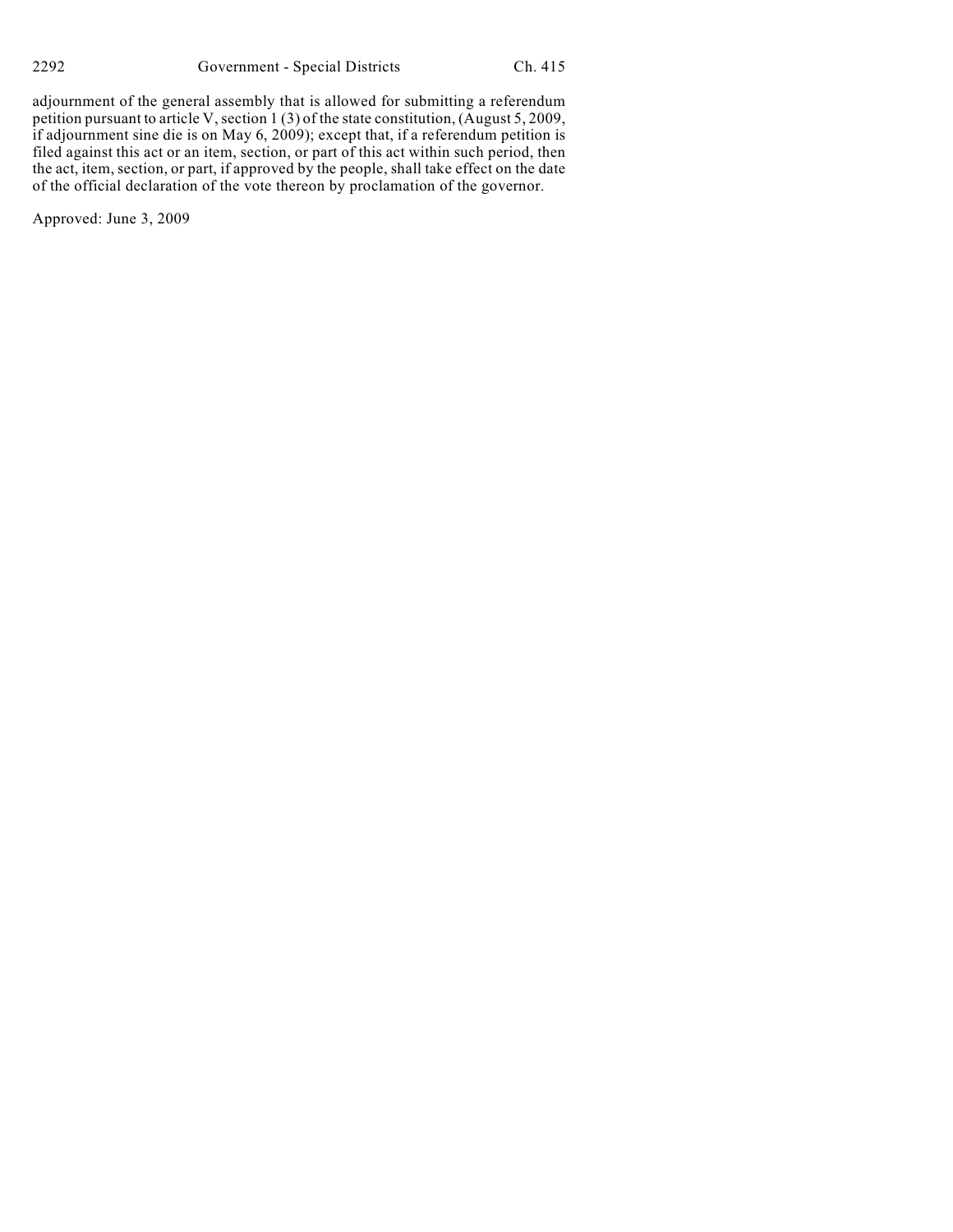adjournment of the general assembly that is allowed for submitting a referendum petition pursuant to article V, section 1 (3) of the state constitution, (August 5, 2009, if adjournment sine die is on May 6, 2009); except that, if a referendum petition is filed against this act or an item, section, or part of this act within such period, then the act, item, section, or part, if approved by the people, shall take effect on the date of the official declaration of the vote thereon by proclamation of the governor.

Approved: June 3, 2009